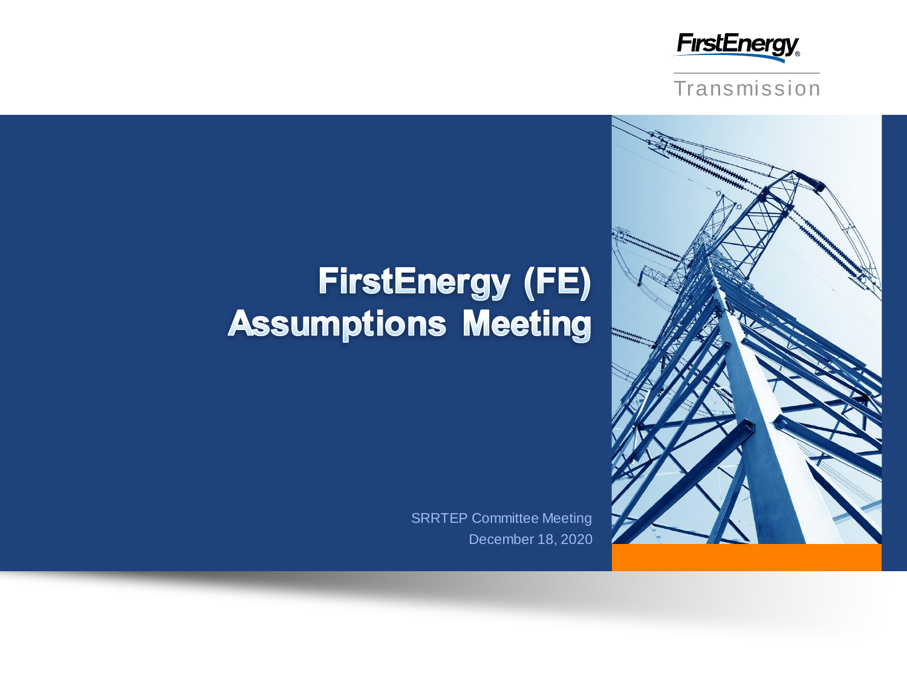FirstEnergy

Transmission

# FirstEnergy (FE) Assumptions Meeting

SRRTEP Committee Meeting

December 18, 2020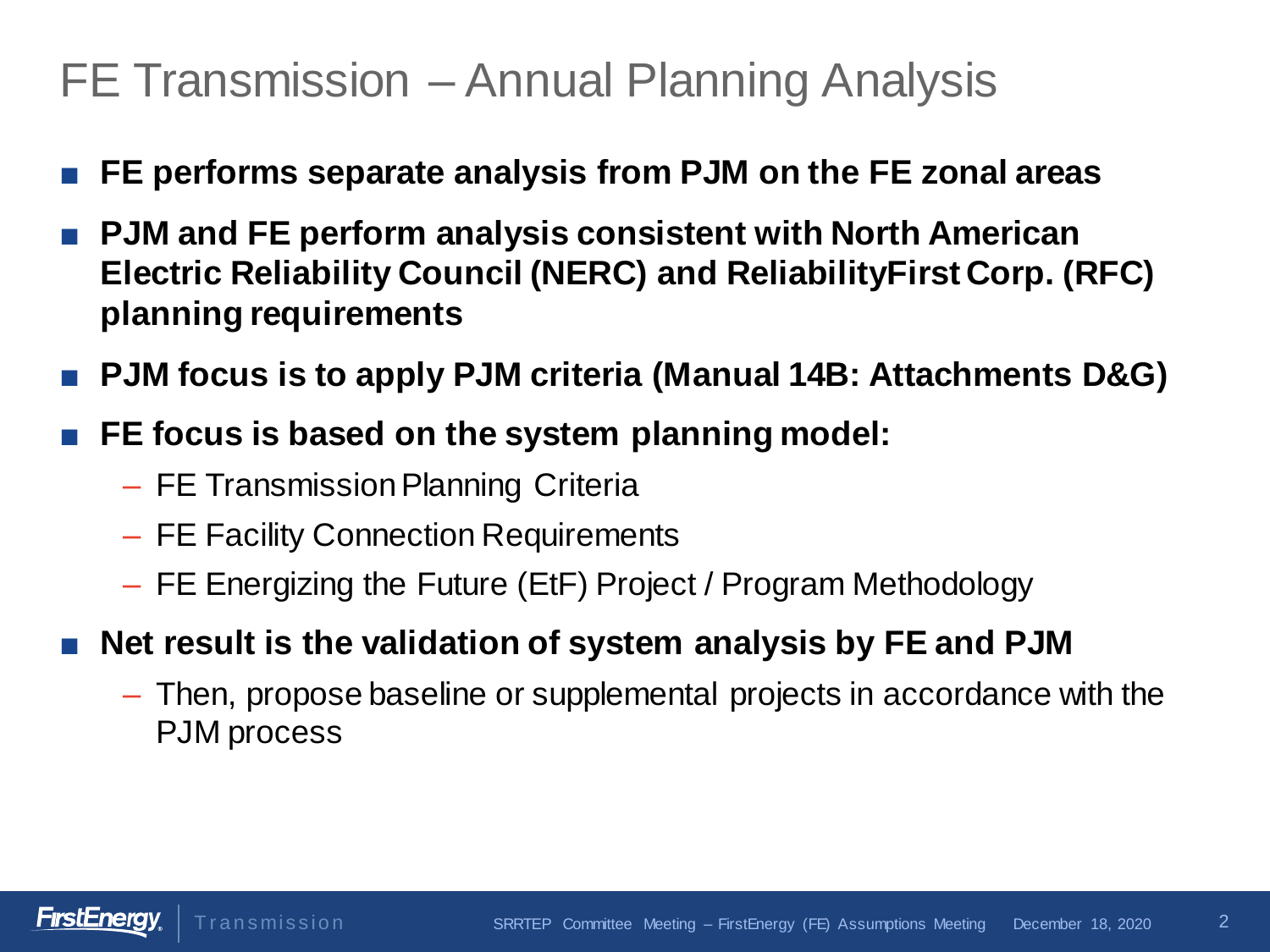# FE Transmission – Annual Planning Analysis

- **FE performs separate analysis from PJM on the FE zonal areas**
- **PJM and FE perform analysis consistent with North American Electric Reliability Council (NERC) and ReliabilityFirst Corp. (RFC) planning requirements**
- **PJM focus is to apply PJM criteria (Manual 14B: Attachments D&G)**
- **FE focus is based on the system planning model:**
  - FE Transmission Planning Criteria
  - FE Facility Connection Requirements
  - FE Energizing the Future (EtF) Project / Program Methodology
- **Net result is the validation of system analysis by FE and PJM**
  - Then, propose baseline or supplemental projects in accordance with the PJM process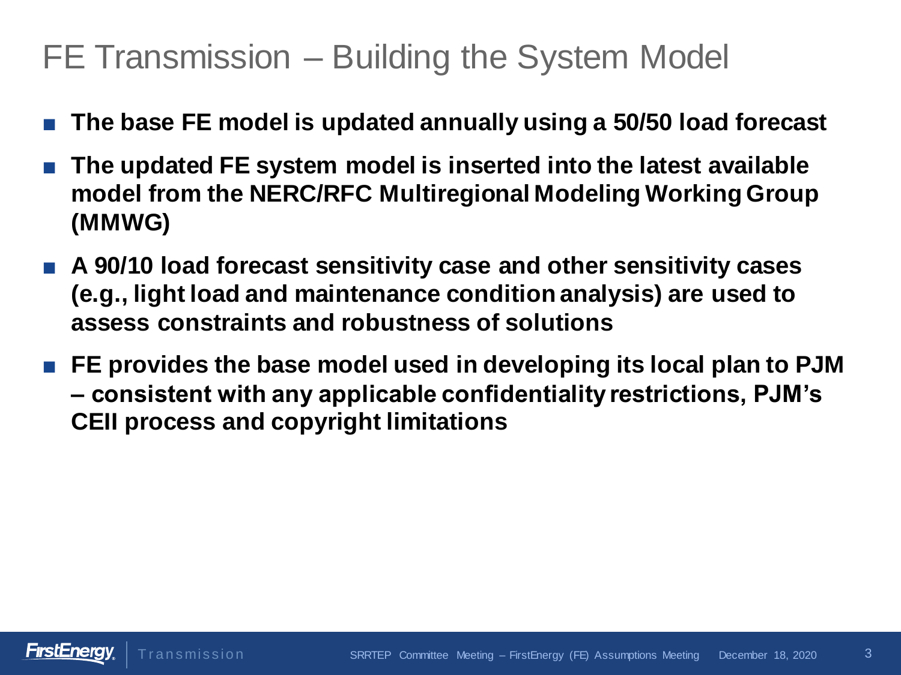# FE Transmission – Building the System Model

- **The base FE model is updated annually using a 50/50 load forecast**
- **The updated FE system model is inserted into the latest available model from the NERC/RFC Multiregional Modeling Working Group (MMWG)**
- **A 90/10 load forecast sensitivity case and other sensitivity cases (e.g., light load and maintenance condition analysis) are used to assess constraints and robustness of solutions**
- **FE provides the base model used in developing its local plan to PJM – consistent with any applicable confidentiality restrictions, PJM's CEII process and copyright limitations**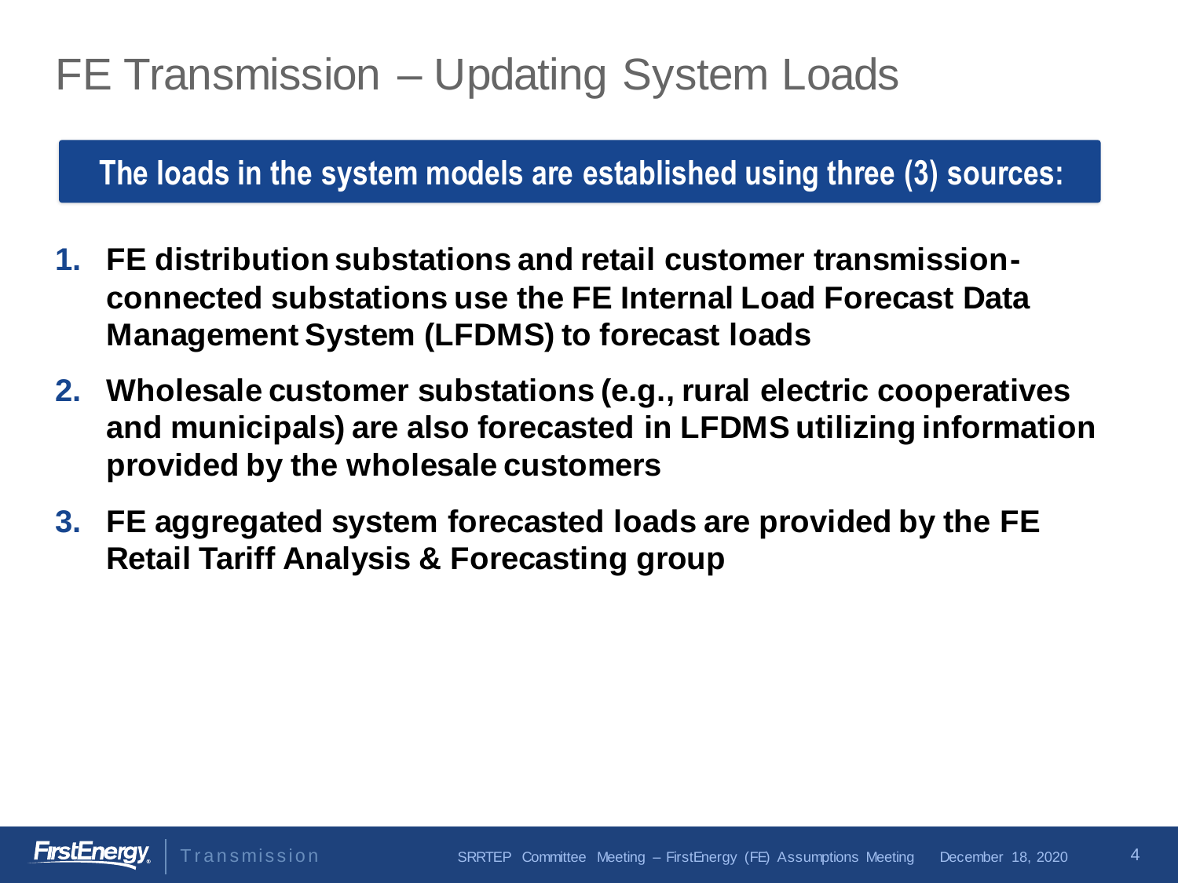# FE Transmission – Updating System Loads

**The loads in the system models are established using three (3) sources:**

1. **FE distribution substations and retail customer transmission-connected substations use the FE Internal Load Forecast Data Management System (LFDMS) to forecast loads**
2. **Wholesale customer substations (e.g., rural electric cooperatives and municipals) are also forecasted in LFDMS utilizing information provided by the wholesale customers**
3. **FE aggregated system forecasted loads are provided by the FE Retail Tariff Analysis & Forecasting group**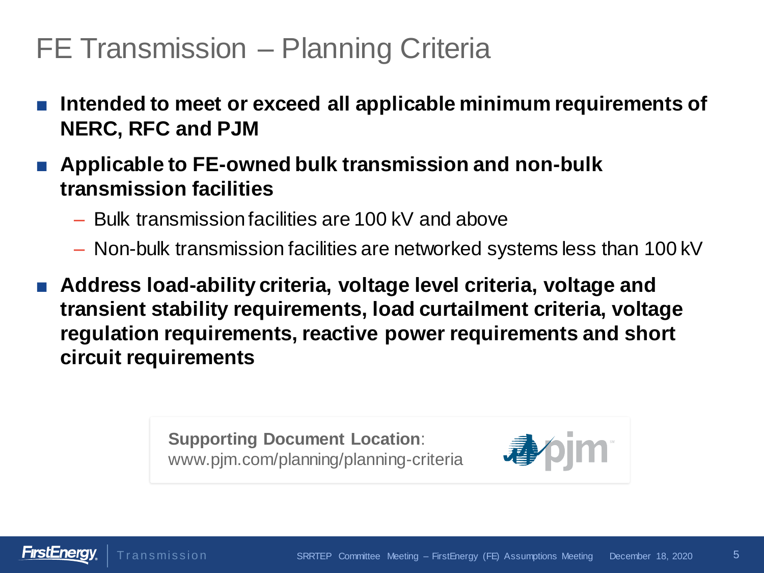# FE Transmission – Planning Criteria

- **Intended to meet or exceed all applicable minimum requirements of NERC, RFC and PJM**
- **Applicable to FE-owned bulk transmission and non-bulk transmission facilities**
  - Bulk transmission facilities are 100 kV and above
  - Non-bulk transmission facilities are networked systems less than 100 kV
- **Address load-ability criteria, voltage level criteria, voltage and transient stability requirements, load curtailment criteria, voltage regulation requirements, reactive power requirements and short circuit requirements**

**Supporting Document Location**: www.pjm.com/planning/planning-criteria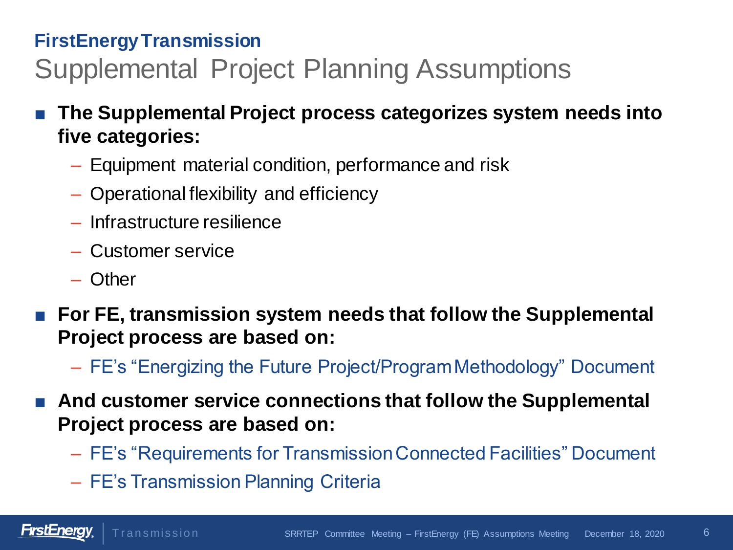**FirstEnergy Transmission**

# Supplemental Project Planning Assumptions

- **The Supplemental Project process categorizes system needs into five categories:**
  - Equipment material condition, performance and risk
  - Operational flexibility and efficiency
  - Infrastructure resilience
  - Customer service
  - Other
- **For FE, transmission system needs that follow the Supplemental Project process are based on:**
  - FE's "Energizing the Future Project/Program Methodology" Document
- **And customer service connections that follow the Supplemental Project process are based on:**
  - FE's "Requirements for Transmission Connected Facilities" Document
  - FE's Transmission Planning Criteria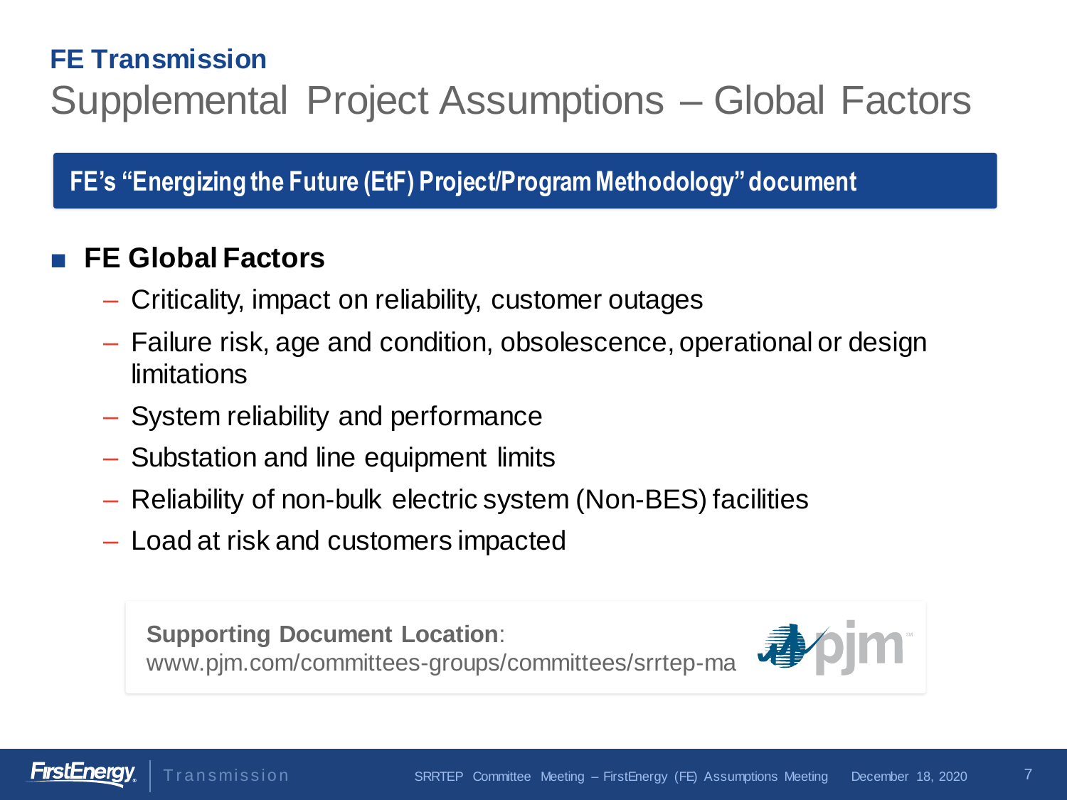# FE Transmission

## Supplemental Project Assumptions – Global Factors

**FE's "Energizing the Future (EtF) Project/Program Methodology" document**

- **FE Global Factors**
  - Criticality, impact on reliability, customer outages
  - Failure risk, age and condition, obsolescence, operational or design limitations
  - System reliability and performance
  - Substation and line equipment limits
  - Reliability of non-bulk electric system (Non-BES) facilities
  - Load at risk and customers impacted

**Supporting Document Location**:
www.pjm.com/committees-groups/committees/srrtep-ma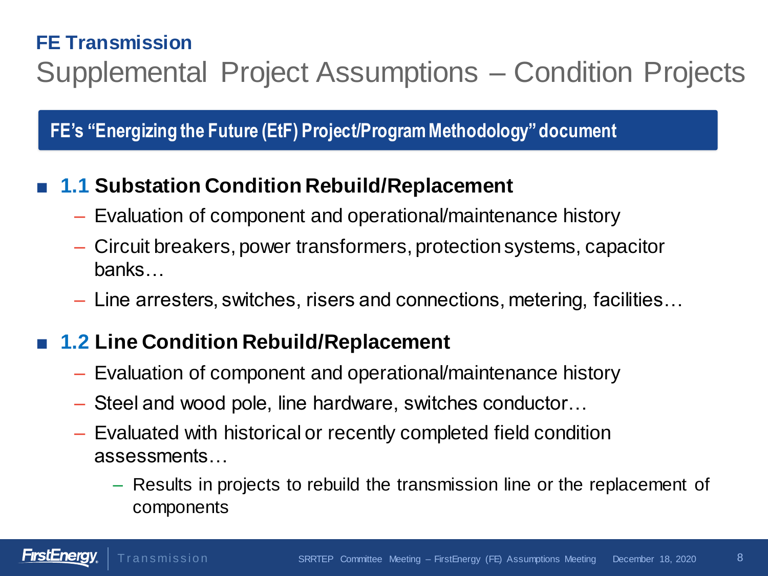## FE Transmission

# Supplemental Project Assumptions – Condition Projects

**FE's "Energizing the Future (EtF) Project/Program Methodology" document**

- **1.1 Substation Condition Rebuild/Replacement**
  - Evaluation of component and operational/maintenance history
  - Circuit breakers, power transformers, protection systems, capacitor banks…
  - Line arresters, switches, risers and connections, metering, facilities…

- **1.2 Line Condition Rebuild/Replacement**
  - Evaluation of component and operational/maintenance history
  - Steel and wood pole, line hardware, switches conductor…
  - Evaluated with historical or recently completed field condition assessments…
    - Results in projects to rebuild the transmission line or the replacement of components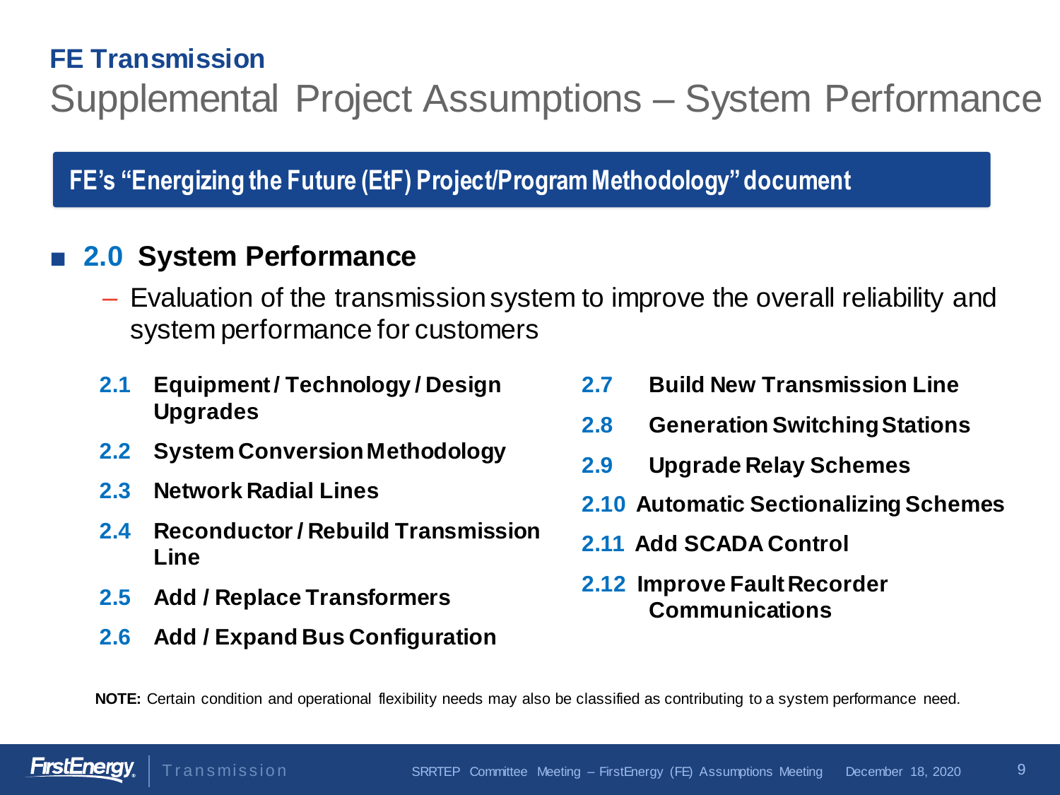## FE Transmission

# Supplemental Project Assumptions – System Performance

**FE's "Energizing the Future (EtF) Project/Program Methodology" document**

- **2.0 System Performance**
  - Evaluation of the transmission system to improve the overall reliability and system performance for customers

**2.1** **Equipment / Technology / Design Upgrades**

**2.2** **System Conversion Methodology**

**2.3** **Network Radial Lines**

**2.4** **Reconductor / Rebuild Transmission Line**

**2.5** **Add / Replace Transformers**

**2.6** **Add / Expand Bus Configuration**

**2.7** **Build New Transmission Line**

**2.8** **Generation Switching Stations**

**2.9** **Upgrade Relay Schemes**

**2.10** **Automatic Sectionalizing Schemes**

**2.11** **Add SCADA Control**

**2.12** **Improve Fault Recorder Communications**

**NOTE:** Certain condition and operational flexibility needs may also be classified as contributing to a system performance need.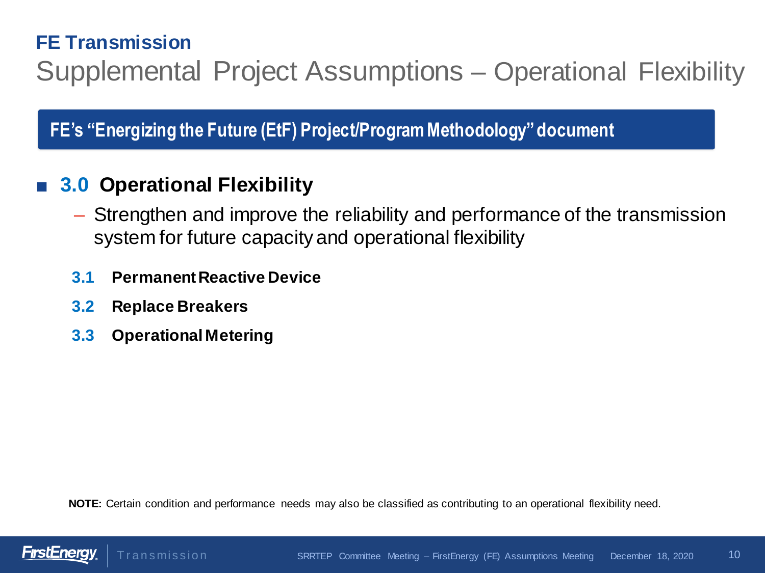# FE Transmission

## Supplemental Project Assumptions – Operational Flexibility

**FE's "Energizing the Future (EtF) Project/Program Methodology" document**

- **3.0 Operational Flexibility**
  - Strengthen and improve the reliability and performance of the transmission system for future capacity and operational flexibility

  **3.1 Permanent Reactive Device**

  **3.2 Replace Breakers**

  **3.3 Operational Metering**

**NOTE:** Certain condition and performance needs may also be classified as contributing to an operational flexibility need.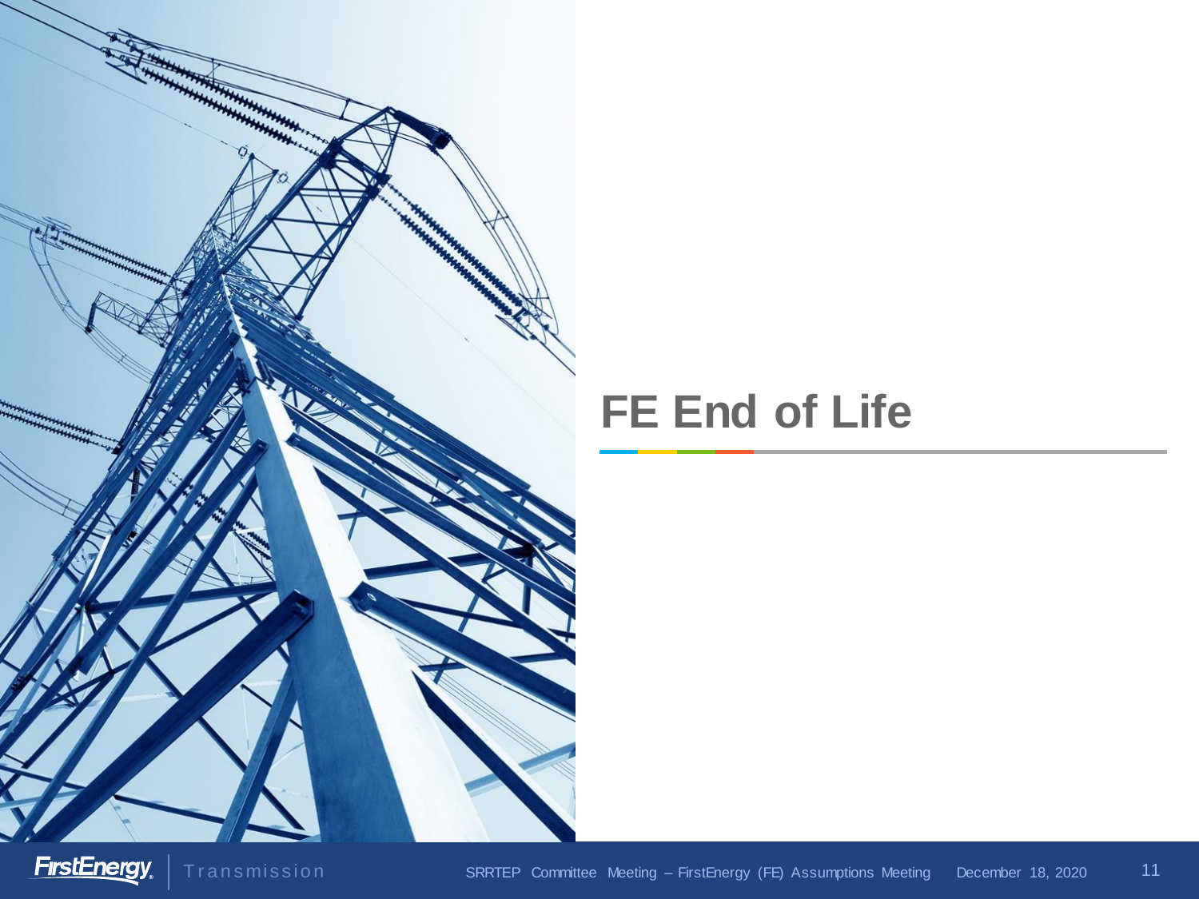# FE End of Life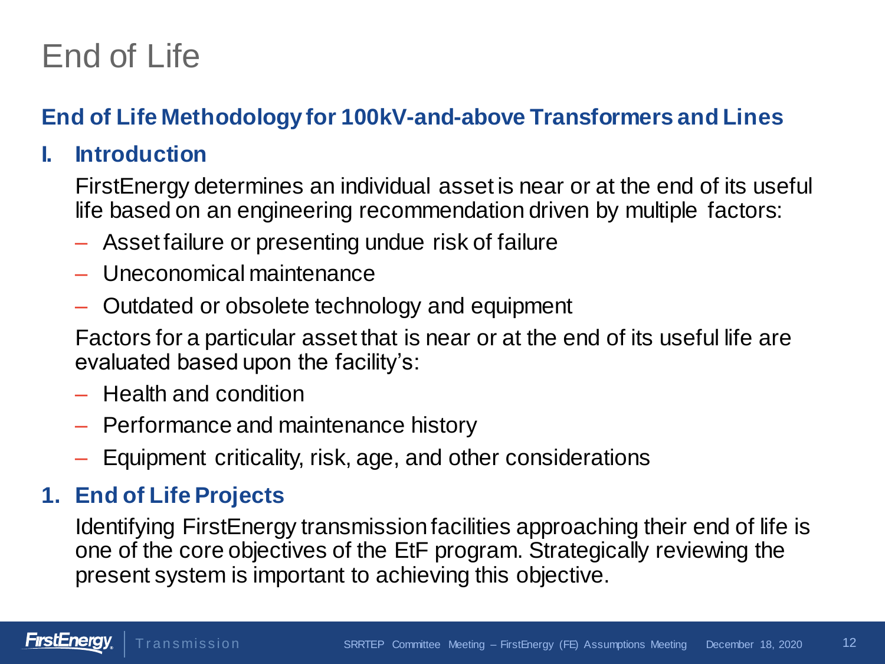# End of Life

## End of Life Methodology for 100kV-and-above Transformers and Lines

### I. Introduction

FirstEnergy determines an individual asset is near or at the end of its useful life based on an engineering recommendation driven by multiple factors:

- Asset failure or presenting undue risk of failure
- Uneconomical maintenance
- Outdated or obsolete technology and equipment

Factors for a particular asset that is near or at the end of its useful life are evaluated based upon the facility's:

- Health and condition
- Performance and maintenance history
- Equipment criticality, risk, age, and other considerations

### 1. End of Life Projects

Identifying FirstEnergy transmission facilities approaching their end of life is one of the core objectives of the EtF program. Strategically reviewing the present system is important to achieving this objective.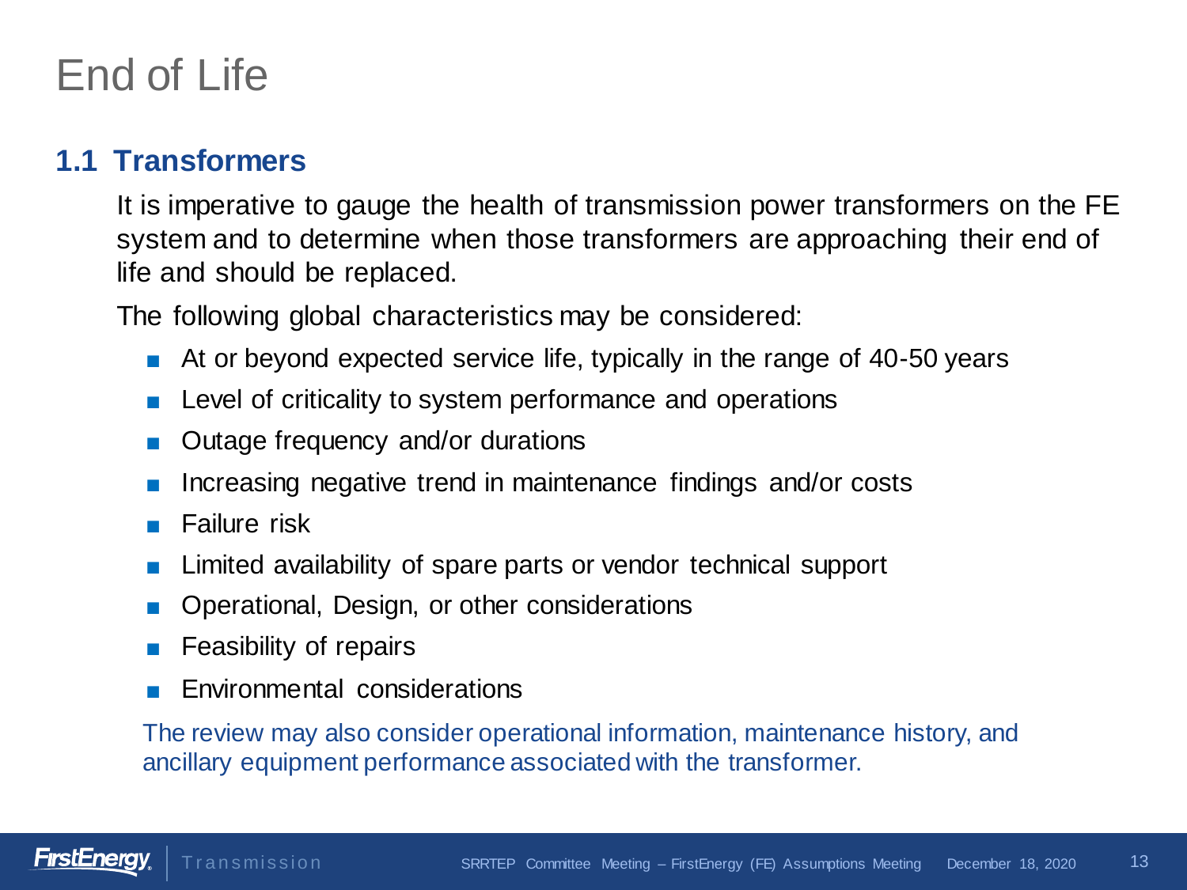# End of Life

## 1.1 Transformers

It is imperative to gauge the health of transmission power transformers on the FE system and to determine when those transformers are approaching their end of life and should be replaced.

The following global characteristics may be considered:

- At or beyond expected service life, typically in the range of 40-50 years
- Level of criticality to system performance and operations
- Outage frequency and/or durations
- Increasing negative trend in maintenance findings and/or costs
- Failure risk
- Limited availability of spare parts or vendor technical support
- Operational, Design, or other considerations
- Feasibility of repairs
- Environmental considerations

The review may also consider operational information, maintenance history, and ancillary equipment performance associated with the transformer.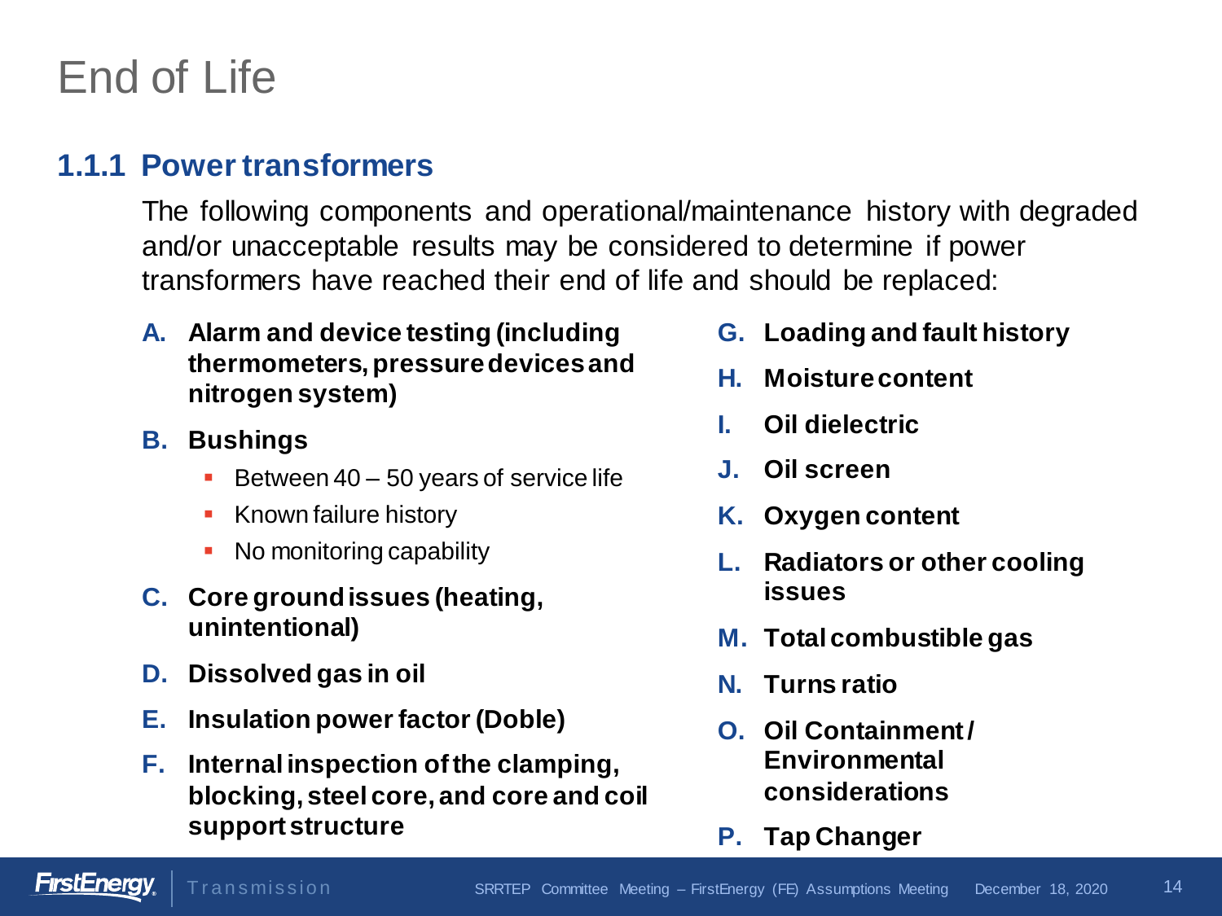# End of Life

## 1.1.1 Power transformers

The following components and operational/maintenance history with degraded and/or unacceptable results may be considered to determine if power transformers have reached their end of life and should be replaced:

- **A. Alarm and device testing (including thermometers, pressure devices and nitrogen system)**
- **B. Bushings**
  - Between 40 – 50 years of service life
  - Known failure history
  - No monitoring capability
- **C. Core ground issues (heating, unintentional)**
- **D. Dissolved gas in oil**
- **E. Insulation power factor (Doble)**
- **F. Internal inspection of the clamping, blocking, steel core, and core and coil support structure**
- **G. Loading and fault history**
- **H. Moisture content**
- **I. Oil dielectric**
- **J. Oil screen**
- **K. Oxygen content**
- **L. Radiators or other cooling issues**
- **M. Total combustible gas**
- **N. Turns ratio**
- **O. Oil Containment / Environmental considerations**
- **P. Tap Changer**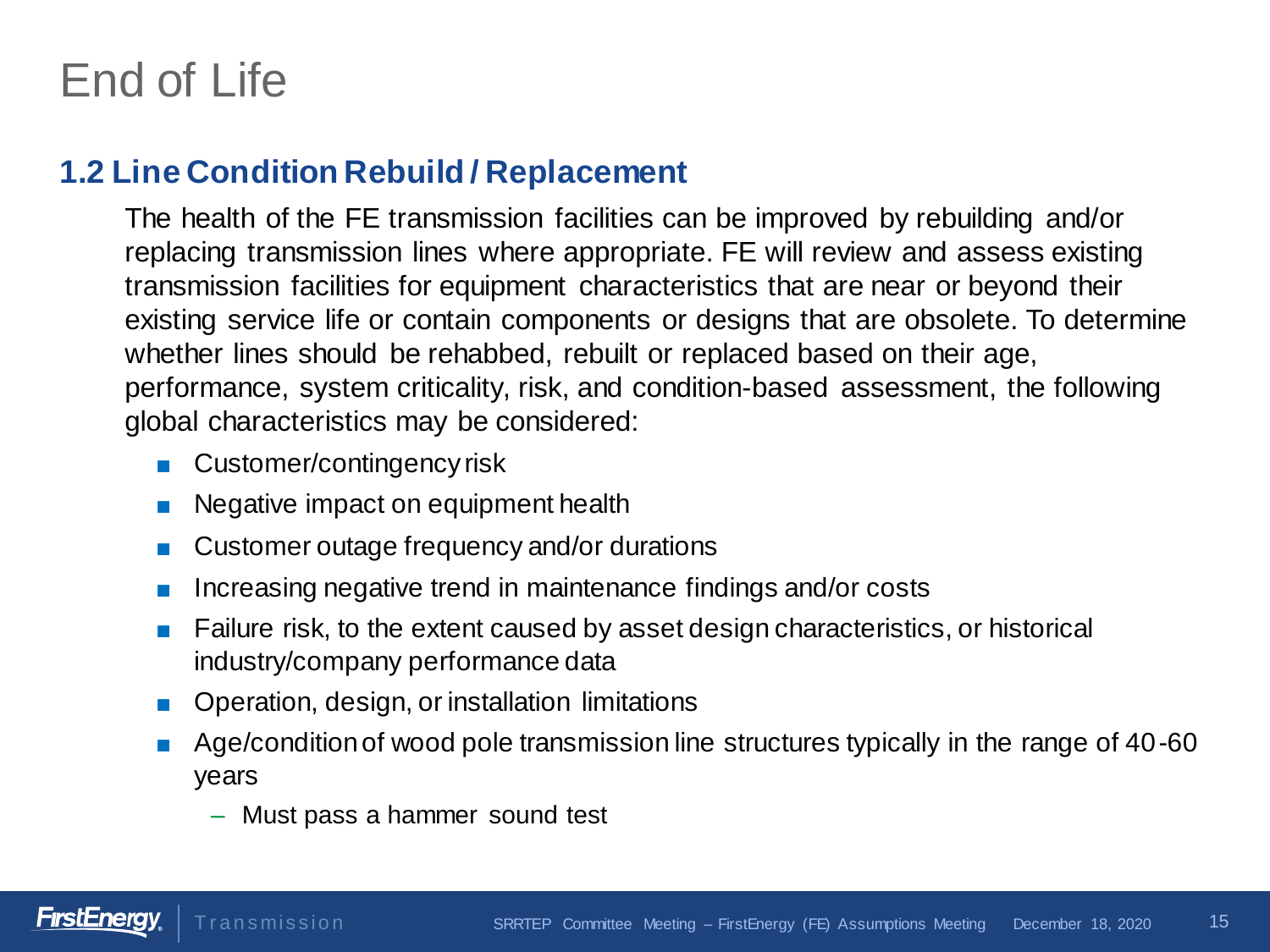# End of Life

## 1.2 Line Condition Rebuild / Replacement

The health of the FE transmission facilities can be improved by rebuilding and/or replacing transmission lines where appropriate. FE will review and assess existing transmission facilities for equipment characteristics that are near or beyond their existing service life or contain components or designs that are obsolete. To determine whether lines should be rehabbed, rebuilt or replaced based on their age, performance, system criticality, risk, and condition-based assessment, the following global characteristics may be considered:

- Customer/contingency risk
- Negative impact on equipment health
- Customer outage frequency and/or durations
- Increasing negative trend in maintenance findings and/or costs
- Failure risk, to the extent caused by asset design characteristics, or historical industry/company performance data
- Operation, design, or installation limitations
- Age/condition of wood pole transmission line structures typically in the range of 40-60 years
  - Must pass a hammer sound test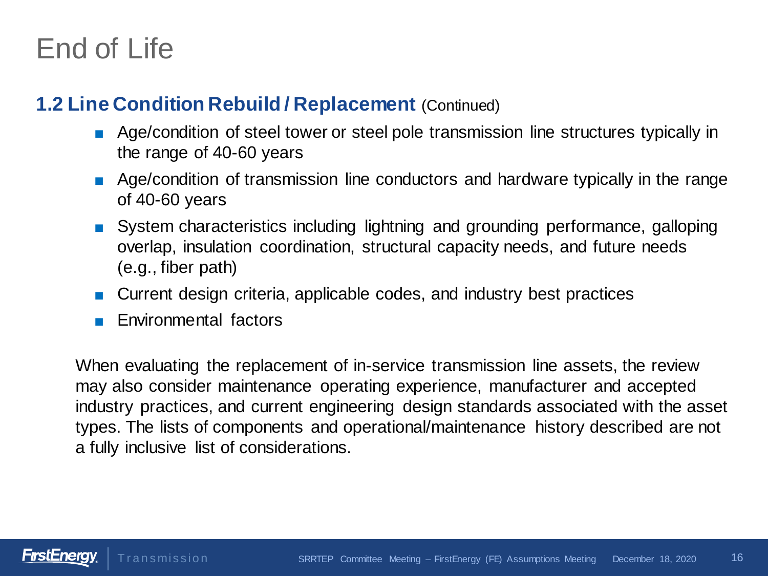# End of Life

## 1.2 Line Condition Rebuild / Replacement (Continued)

- Age/condition of steel tower or steel pole transmission line structures typically in the range of 40-60 years
- Age/condition of transmission line conductors and hardware typically in the range of 40-60 years
- System characteristics including lightning and grounding performance, galloping overlap, insulation coordination, structural capacity needs, and future needs (e.g., fiber path)
- Current design criteria, applicable codes, and industry best practices
- Environmental factors

When evaluating the replacement of in-service transmission line assets, the review may also consider maintenance operating experience, manufacturer and accepted industry practices, and current engineering design standards associated with the asset types. The lists of components and operational/maintenance history described are not a fully inclusive list of considerations.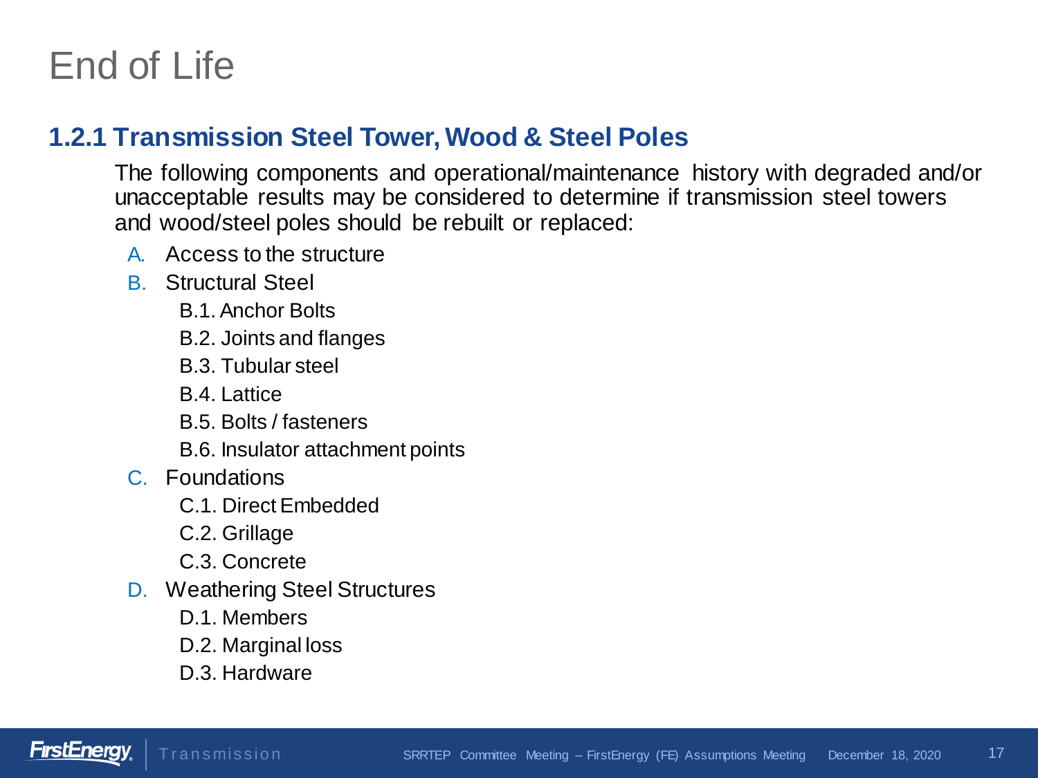# End of Life

## 1.2.1 Transmission Steel Tower, Wood & Steel Poles

The following components and operational/maintenance history with degraded and/or unacceptable results may be considered to determine if transmission steel towers and wood/steel poles should be rebuilt or replaced:

A. Access to the structure

B. Structural Steel
   - B.1. Anchor Bolts
   - B.2. Joints and flanges
   - B.3. Tubular steel
   - B.4. Lattice
   - B.5. Bolts / fasteners
   - B.6. Insulator attachment points

C. Foundations
   - C.1. Direct Embedded
   - C.2. Grillage
   - C.3. Concrete

D. Weathering Steel Structures
   - D.1. Members
   - D.2. Marginal loss
   - D.3. Hardware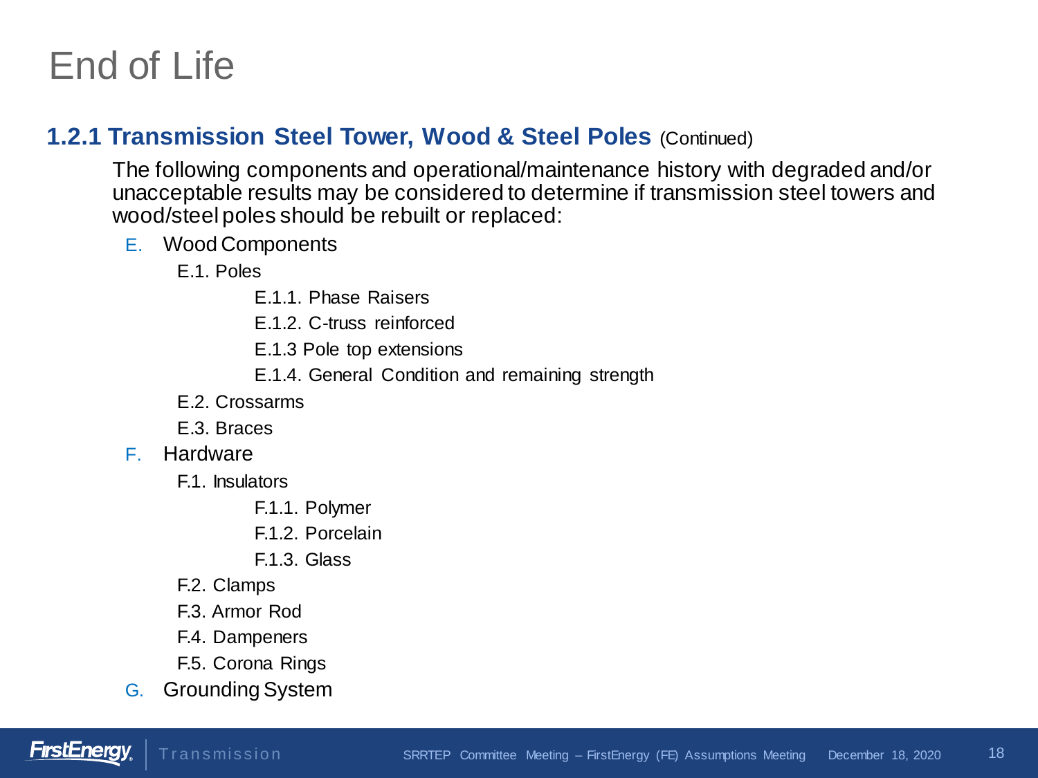# End of Life

## 1.2.1 Transmission Steel Tower, Wood & Steel Poles (Continued)

The following components and operational/maintenance history with degraded and/or unacceptable results may be considered to determine if transmission steel towers and wood/steel poles should be rebuilt or replaced:

E. Wood Components
- E.1. Poles
  - E.1.1. Phase Raisers
  - E.1.2. C-truss reinforced
  - E.1.3 Pole top extensions
  - E.1.4. General Condition and remaining strength
- E.2. Crossarms
- E.3. Braces

F. Hardware
- F.1. Insulators
  - F.1.1. Polymer
  - F.1.2. Porcelain
  - F.1.3. Glass
- F.2. Clamps
- F.3. Armor Rod
- F.4. Dampeners
- F.5. Corona Rings

G. Grounding System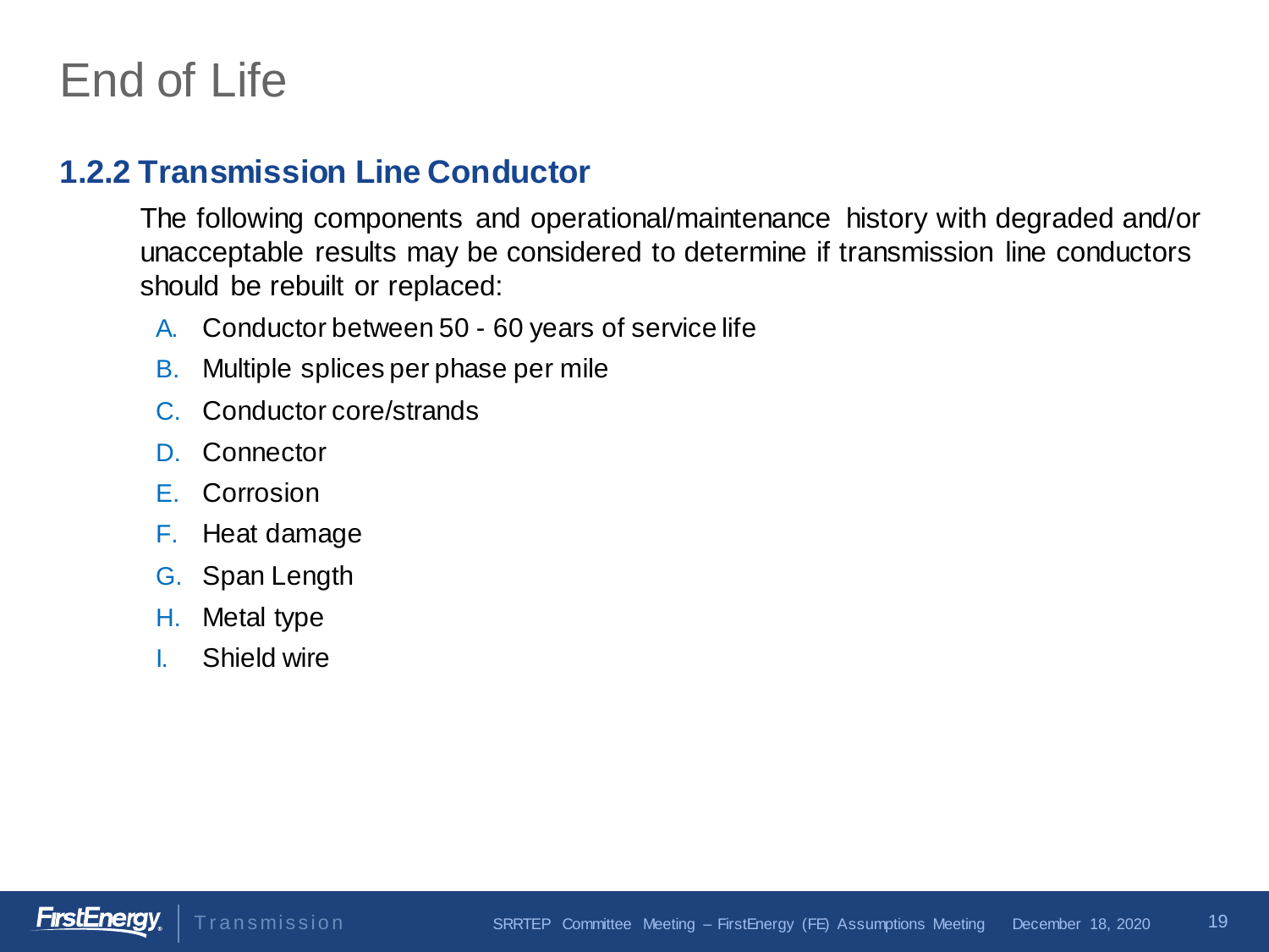# End of Life

## 1.2.2 Transmission Line Conductor

The following components and operational/maintenance history with degraded and/or unacceptable results may be considered to determine if transmission line conductors should be rebuilt or replaced:

A. Conductor between 50 - 60 years of service life
B. Multiple splices per phase per mile
C. Conductor core/strands
D. Connector
E. Corrosion
F. Heat damage
G. Span Length
H. Metal type
I. Shield wire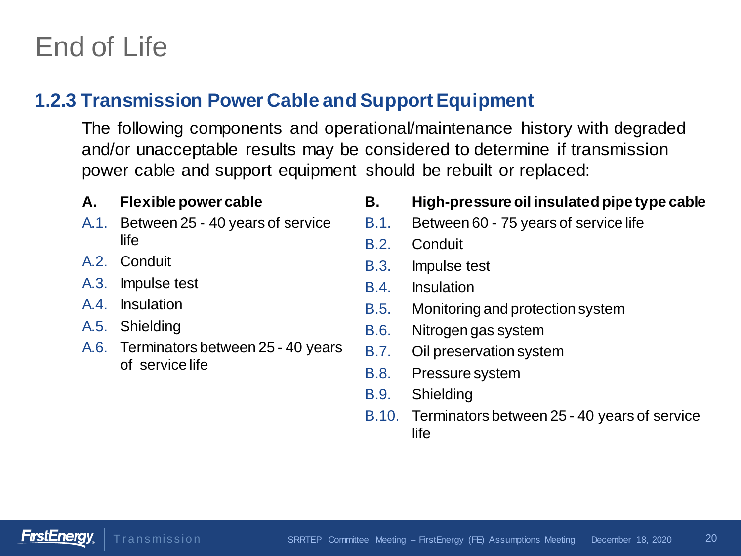# End of Life

## 1.2.3 Transmission Power Cable and Support Equipment

The following components and operational/maintenance history with degraded and/or unacceptable results may be considered to determine if transmission power cable and support equipment should be rebuilt or replaced:

**A. Flexible power cable**

- A.1. Between 25 - 40 years of service life
- A.2. Conduit
- A.3. Impulse test
- A.4. Insulation
- A.5. Shielding
- A.6. Terminators between 25 - 40 years of service life

**B. High-pressure oil insulated pipe type cable**

- B.1. Between 60 - 75 years of service life
- B.2. Conduit
- B.3. Impulse test
- B.4. Insulation
- B.5. Monitoring and protection system
- B.6. Nitrogen gas system
- B.7. Oil preservation system
- B.8. Pressure system
- B.9. Shielding
- B.10. Terminators between 25 - 40 years of service life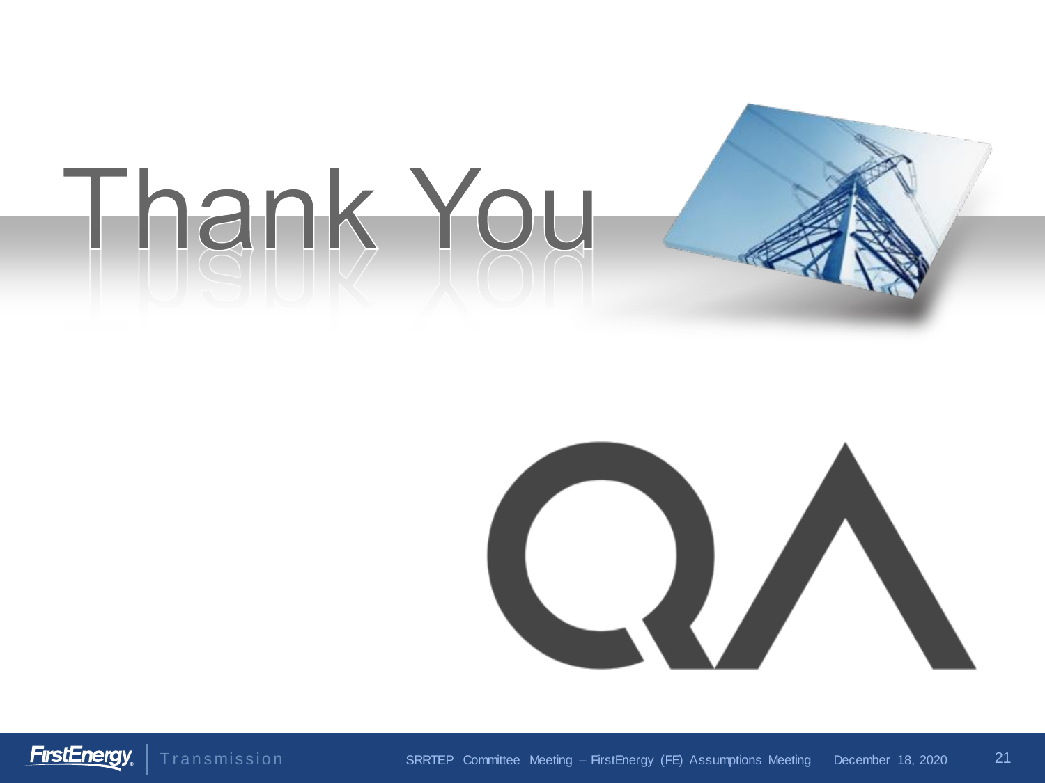# Thank You

QA